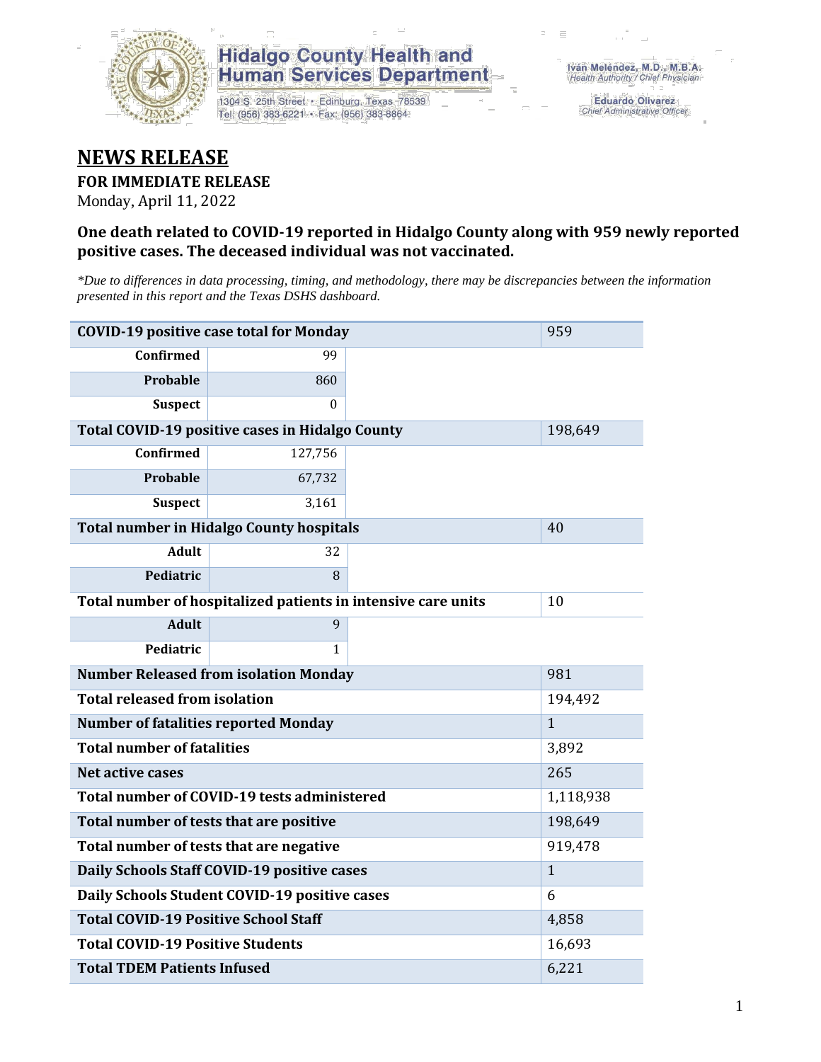Hidalgo County Health and Human Services Department

1304 S. 25th Street • Edinburg, Texas 78539
Tel: (956) 383-6221 • Fax: (956) 383-8864

Iván Meléndez, M.D., M.B.A.
Health Authority / Chief Physician

Eduardo Olivarez
Chief Administrative Officer

# NEWS RELEASE

**FOR IMMEDIATE RELEASE**

Monday, April 11, 2022

### One death related to COVID-19 reported in Hidalgo County along with 959 newly reported positive cases. The deceased individual was not vaccinated.

*\*Due to differences in data processing, timing, and methodology, there may be discrepancies between the information presented in this report and the Texas DSHS dashboard.*

| | | | |
|---|---|---|---|
| **COVID-19 positive case total for Monday** | | | 959 |
| **Confirmed** | 99 | | |
| **Probable** | 860 | | |
| **Suspect** | 0 | | |
| **Total COVID-19 positive cases in Hidalgo County** | | | 198,649 |
| **Confirmed** | 127,756 | | |
| **Probable** | 67,732 | | |
| **Suspect** | 3,161 | | |
| **Total number in Hidalgo County hospitals** | | | 40 |
| **Adult** | 32 | | |
| **Pediatric** | 8 | | |
| **Total number of hospitalized patients in intensive care units** | | | 10 |
| **Adult** | 9 | | |
| **Pediatric** | 1 | | |
| **Number Released from isolation Monday** | | | 981 |
| **Total released from isolation** | | | 194,492 |
| **Number of fatalities reported Monday** | | | 1 |
| **Total number of fatalities** | | | 3,892 |
| **Net active cases** | | | 265 |
| **Total number of COVID-19 tests administered** | | | 1,118,938 |
| **Total number of tests that are positive** | | | 198,649 |
| **Total number of tests that are negative** | | | 919,478 |
| **Daily Schools Staff COVID-19 positive cases** | | | 1 |
| **Daily Schools Student COVID-19 positive cases** | | | 6 |
| **Total COVID-19 Positive School Staff** | | | 4,858 |
| **Total COVID-19 Positive Students** | | | 16,693 |
| **Total TDEM Patients Infused** | | | 6,221 |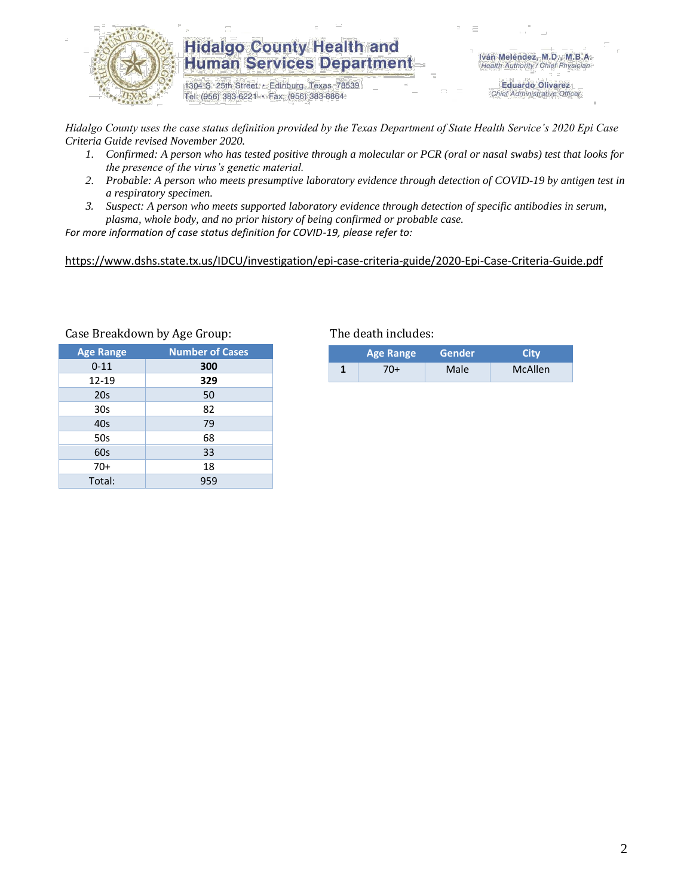# Hidalgo County Health and Human Services Department

1304 S. 25th Street • Edinburg, Texas 78539
Tel: (956) 383-6221 • Fax: (956) 383-8864

Iván Meléndez, M.D., M.B.A.
*Health Authority / Chief Physician*

Eduardo Olivarez
*Chief Administrative Officer*

*Hidalgo County uses the case status definition provided by the Texas Department of State Health Service's 2020 Epi Case Criteria Guide revised November 2020.*

1. *Confirmed: A person who has tested positive through a molecular or PCR (oral or nasal swabs) test that looks for the presence of the virus's genetic material.*
2. *Probable: A person who meets presumptive laboratory evidence through detection of COVID-19 by antigen test in a respiratory specimen.*
3. *Suspect: A person who meets supported laboratory evidence through detection of specific antibodies in serum, plasma, whole body, and no prior history of being confirmed or probable case.*

*For more information of case status definition for COVID-19, please refer to:*

https://www.dshs.state.tx.us/IDCU/investigation/epi-case-criteria-guide/2020-Epi-Case-Criteria-Guide.pdf

Case Breakdown by Age Group:

| Age Range | Number of Cases |
|---|---|
| 0-11 | **300** |
| 12-19 | **329** |
| 20s | 50 |
| 30s | 82 |
| 40s | 79 |
| 50s | 68 |
| 60s | 33 |
| 70+ | 18 |
| Total: | 959 |

The death includes:

| | Age Range | Gender | City |
|---|---|---|---|
| **1** | 70+ | Male | McAllen |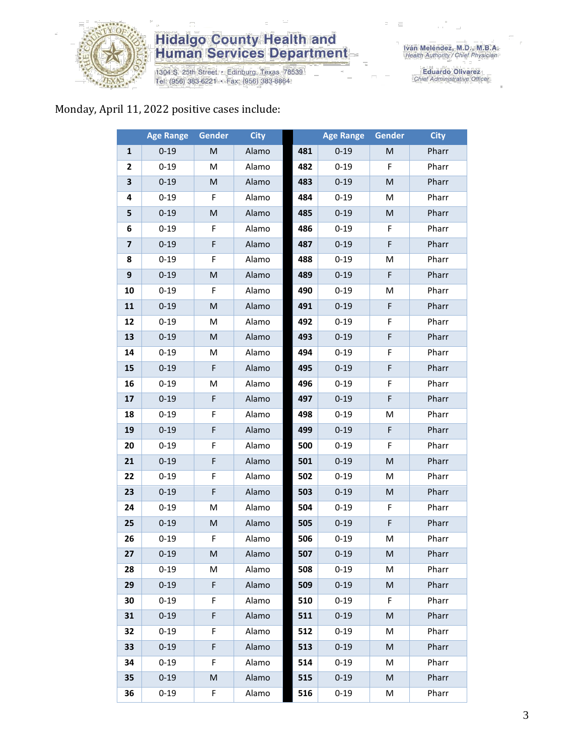Monday, April 11, 2022 positive cases include:

| | Age Range | Gender | City | | Age Range | Gender | City |
|---|---|---|---|---|---|---|---|
| 1 | 0-19 | M | Alamo | 481 | 0-19 | M | Pharr |
| 2 | 0-19 | M | Alamo | 482 | 0-19 | F | Pharr |
| 3 | 0-19 | M | Alamo | 483 | 0-19 | M | Pharr |
| 4 | 0-19 | F | Alamo | 484 | 0-19 | M | Pharr |
| 5 | 0-19 | M | Alamo | 485 | 0-19 | M | Pharr |
| 6 | 0-19 | F | Alamo | 486 | 0-19 | F | Pharr |
| 7 | 0-19 | F | Alamo | 487 | 0-19 | F | Pharr |
| 8 | 0-19 | F | Alamo | 488 | 0-19 | M | Pharr |
| 9 | 0-19 | M | Alamo | 489 | 0-19 | F | Pharr |
| 10 | 0-19 | F | Alamo | 490 | 0-19 | M | Pharr |
| 11 | 0-19 | M | Alamo | 491 | 0-19 | F | Pharr |
| 12 | 0-19 | M | Alamo | 492 | 0-19 | F | Pharr |
| 13 | 0-19 | M | Alamo | 493 | 0-19 | F | Pharr |
| 14 | 0-19 | M | Alamo | 494 | 0-19 | F | Pharr |
| 15 | 0-19 | F | Alamo | 495 | 0-19 | F | Pharr |
| 16 | 0-19 | M | Alamo | 496 | 0-19 | F | Pharr |
| 17 | 0-19 | F | Alamo | 497 | 0-19 | F | Pharr |
| 18 | 0-19 | F | Alamo | 498 | 0-19 | M | Pharr |
| 19 | 0-19 | F | Alamo | 499 | 0-19 | F | Pharr |
| 20 | 0-19 | F | Alamo | 500 | 0-19 | F | Pharr |
| 21 | 0-19 | F | Alamo | 501 | 0-19 | M | Pharr |
| 22 | 0-19 | F | Alamo | 502 | 0-19 | M | Pharr |
| 23 | 0-19 | F | Alamo | 503 | 0-19 | M | Pharr |
| 24 | 0-19 | M | Alamo | 504 | 0-19 | F | Pharr |
| 25 | 0-19 | M | Alamo | 505 | 0-19 | F | Pharr |
| 26 | 0-19 | F | Alamo | 506 | 0-19 | M | Pharr |
| 27 | 0-19 | M | Alamo | 507 | 0-19 | M | Pharr |
| 28 | 0-19 | M | Alamo | 508 | 0-19 | M | Pharr |
| 29 | 0-19 | F | Alamo | 509 | 0-19 | M | Pharr |
| 30 | 0-19 | F | Alamo | 510 | 0-19 | F | Pharr |
| 31 | 0-19 | F | Alamo | 511 | 0-19 | M | Pharr |
| 32 | 0-19 | F | Alamo | 512 | 0-19 | M | Pharr |
| 33 | 0-19 | F | Alamo | 513 | 0-19 | M | Pharr |
| 34 | 0-19 | F | Alamo | 514 | 0-19 | M | Pharr |
| 35 | 0-19 | M | Alamo | 515 | 0-19 | M | Pharr |
| 36 | 0-19 | F | Alamo | 516 | 0-19 | M | Pharr |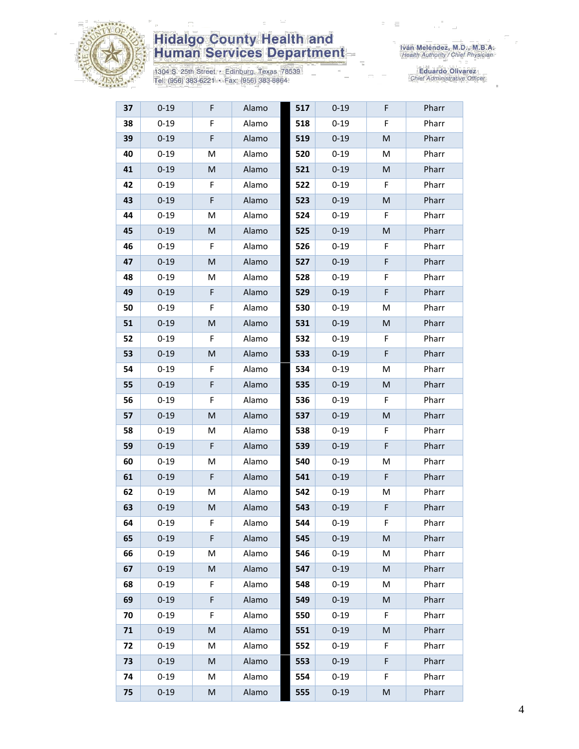| 37 | 0-19 | F | Alamo | | 517 | 0-19 | F | Pharr |
|---|---|---|---|---|---|---|---|---|
| 38 | 0-19 | F | Alamo | | 518 | 0-19 | F | Pharr |
| 39 | 0-19 | F | Alamo | | 519 | 0-19 | M | Pharr |
| 40 | 0-19 | M | Alamo | | 520 | 0-19 | M | Pharr |
| 41 | 0-19 | M | Alamo | | 521 | 0-19 | M | Pharr |
| 42 | 0-19 | F | Alamo | | 522 | 0-19 | F | Pharr |
| 43 | 0-19 | F | Alamo | | 523 | 0-19 | M | Pharr |
| 44 | 0-19 | M | Alamo | | 524 | 0-19 | F | Pharr |
| 45 | 0-19 | M | Alamo | | 525 | 0-19 | M | Pharr |
| 46 | 0-19 | F | Alamo | | 526 | 0-19 | F | Pharr |
| 47 | 0-19 | M | Alamo | | 527 | 0-19 | F | Pharr |
| 48 | 0-19 | M | Alamo | | 528 | 0-19 | F | Pharr |
| 49 | 0-19 | F | Alamo | | 529 | 0-19 | F | Pharr |
| 50 | 0-19 | F | Alamo | | 530 | 0-19 | M | Pharr |
| 51 | 0-19 | M | Alamo | | 531 | 0-19 | M | Pharr |
| 52 | 0-19 | F | Alamo | | 532 | 0-19 | F | Pharr |
| 53 | 0-19 | M | Alamo | | 533 | 0-19 | F | Pharr |
| 54 | 0-19 | F | Alamo | | 534 | 0-19 | M | Pharr |
| 55 | 0-19 | F | Alamo | | 535 | 0-19 | M | Pharr |
| 56 | 0-19 | F | Alamo | | 536 | 0-19 | F | Pharr |
| 57 | 0-19 | M | Alamo | | 537 | 0-19 | M | Pharr |
| 58 | 0-19 | M | Alamo | | 538 | 0-19 | F | Pharr |
| 59 | 0-19 | F | Alamo | | 539 | 0-19 | F | Pharr |
| 60 | 0-19 | M | Alamo | | 540 | 0-19 | M | Pharr |
| 61 | 0-19 | F | Alamo | | 541 | 0-19 | F | Pharr |
| 62 | 0-19 | M | Alamo | | 542 | 0-19 | M | Pharr |
| 63 | 0-19 | M | Alamo | | 543 | 0-19 | F | Pharr |
| 64 | 0-19 | F | Alamo | | 544 | 0-19 | F | Pharr |
| 65 | 0-19 | F | Alamo | | 545 | 0-19 | M | Pharr |
| 66 | 0-19 | M | Alamo | | 546 | 0-19 | M | Pharr |
| 67 | 0-19 | M | Alamo | | 547 | 0-19 | M | Pharr |
| 68 | 0-19 | F | Alamo | | 548 | 0-19 | M | Pharr |
| 69 | 0-19 | F | Alamo | | 549 | 0-19 | M | Pharr |
| 70 | 0-19 | F | Alamo | | 550 | 0-19 | F | Pharr |
| 71 | 0-19 | M | Alamo | | 551 | 0-19 | M | Pharr |
| 72 | 0-19 | M | Alamo | | 552 | 0-19 | F | Pharr |
| 73 | 0-19 | M | Alamo | | 553 | 0-19 | F | Pharr |
| 74 | 0-19 | M | Alamo | | 554 | 0-19 | F | Pharr |
| 75 | 0-19 | M | Alamo | | 555 | 0-19 | M | Pharr |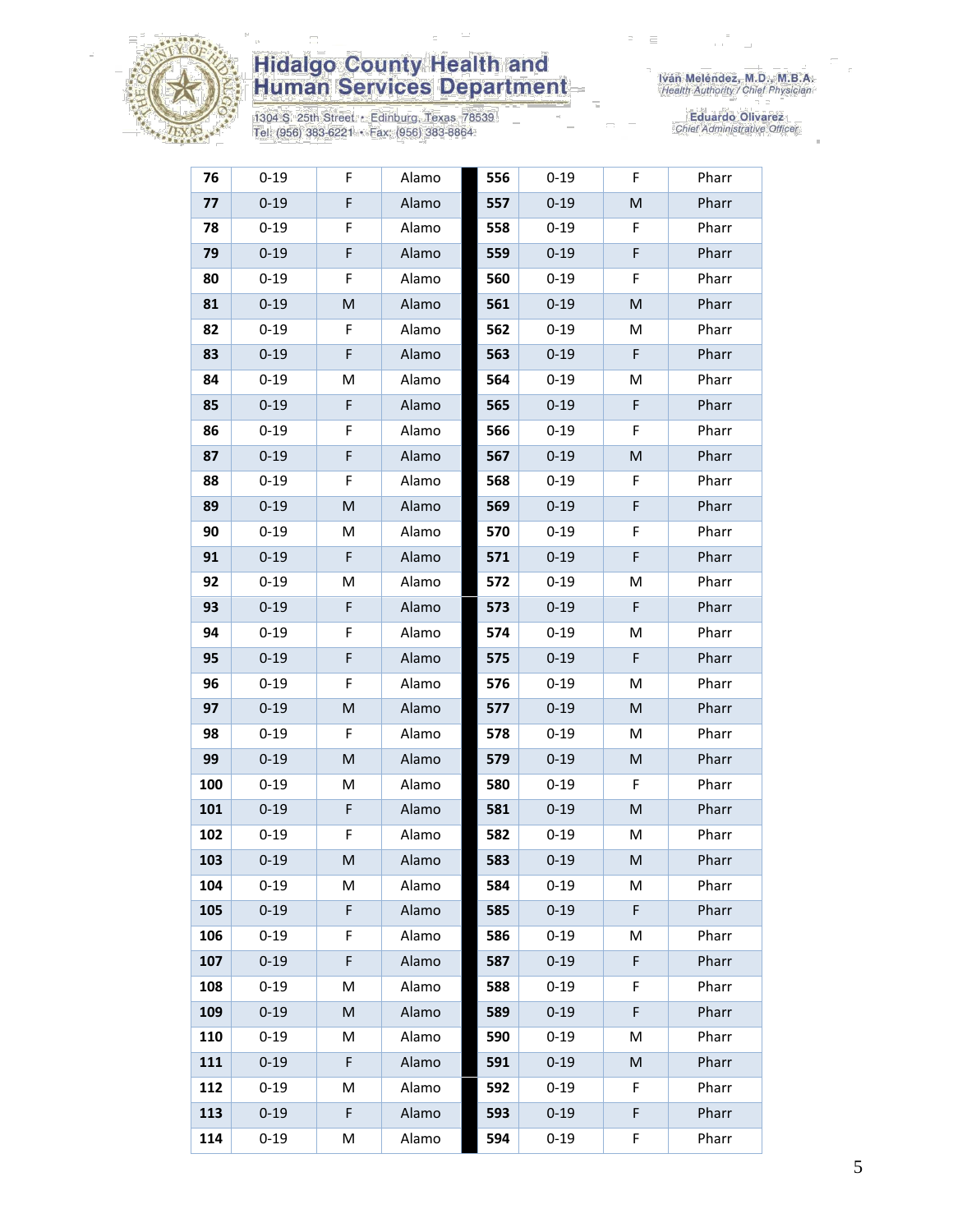| | | | | | | | | |
|---|---|---|---|---|---|---|---|---|
| 76 | 0-19 | F | Alamo | | 556 | 0-19 | F | Pharr |
| 77 | 0-19 | F | Alamo | | 557 | 0-19 | M | Pharr |
| 78 | 0-19 | F | Alamo | | 558 | 0-19 | F | Pharr |
| 79 | 0-19 | F | Alamo | | 559 | 0-19 | F | Pharr |
| 80 | 0-19 | F | Alamo | | 560 | 0-19 | F | Pharr |
| 81 | 0-19 | M | Alamo | | 561 | 0-19 | M | Pharr |
| 82 | 0-19 | F | Alamo | | 562 | 0-19 | M | Pharr |
| 83 | 0-19 | F | Alamo | | 563 | 0-19 | F | Pharr |
| 84 | 0-19 | M | Alamo | | 564 | 0-19 | M | Pharr |
| 85 | 0-19 | F | Alamo | | 565 | 0-19 | F | Pharr |
| 86 | 0-19 | F | Alamo | | 566 | 0-19 | F | Pharr |
| 87 | 0-19 | F | Alamo | | 567 | 0-19 | M | Pharr |
| 88 | 0-19 | F | Alamo | | 568 | 0-19 | F | Pharr |
| 89 | 0-19 | M | Alamo | | 569 | 0-19 | F | Pharr |
| 90 | 0-19 | M | Alamo | | 570 | 0-19 | F | Pharr |
| 91 | 0-19 | F | Alamo | | 571 | 0-19 | F | Pharr |
| 92 | 0-19 | M | Alamo | | 572 | 0-19 | M | Pharr |
| 93 | 0-19 | F | Alamo | | 573 | 0-19 | F | Pharr |
| 94 | 0-19 | F | Alamo | | 574 | 0-19 | M | Pharr |
| 95 | 0-19 | F | Alamo | | 575 | 0-19 | F | Pharr |
| 96 | 0-19 | F | Alamo | | 576 | 0-19 | M | Pharr |
| 97 | 0-19 | M | Alamo | | 577 | 0-19 | M | Pharr |
| 98 | 0-19 | F | Alamo | | 578 | 0-19 | M | Pharr |
| 99 | 0-19 | M | Alamo | | 579 | 0-19 | M | Pharr |
| 100 | 0-19 | M | Alamo | | 580 | 0-19 | F | Pharr |
| 101 | 0-19 | F | Alamo | | 581 | 0-19 | M | Pharr |
| 102 | 0-19 | F | Alamo | | 582 | 0-19 | M | Pharr |
| 103 | 0-19 | M | Alamo | | 583 | 0-19 | M | Pharr |
| 104 | 0-19 | M | Alamo | | 584 | 0-19 | M | Pharr |
| 105 | 0-19 | F | Alamo | | 585 | 0-19 | F | Pharr |
| 106 | 0-19 | F | Alamo | | 586 | 0-19 | M | Pharr |
| 107 | 0-19 | F | Alamo | | 587 | 0-19 | F | Pharr |
| 108 | 0-19 | M | Alamo | | 588 | 0-19 | F | Pharr |
| 109 | 0-19 | M | Alamo | | 589 | 0-19 | F | Pharr |
| 110 | 0-19 | M | Alamo | | 590 | 0-19 | M | Pharr |
| 111 | 0-19 | F | Alamo | | 591 | 0-19 | M | Pharr |
| 112 | 0-19 | M | Alamo | | 592 | 0-19 | F | Pharr |
| 113 | 0-19 | F | Alamo | | 593 | 0-19 | F | Pharr |
| 114 | 0-19 | M | Alamo | | 594 | 0-19 | F | Pharr |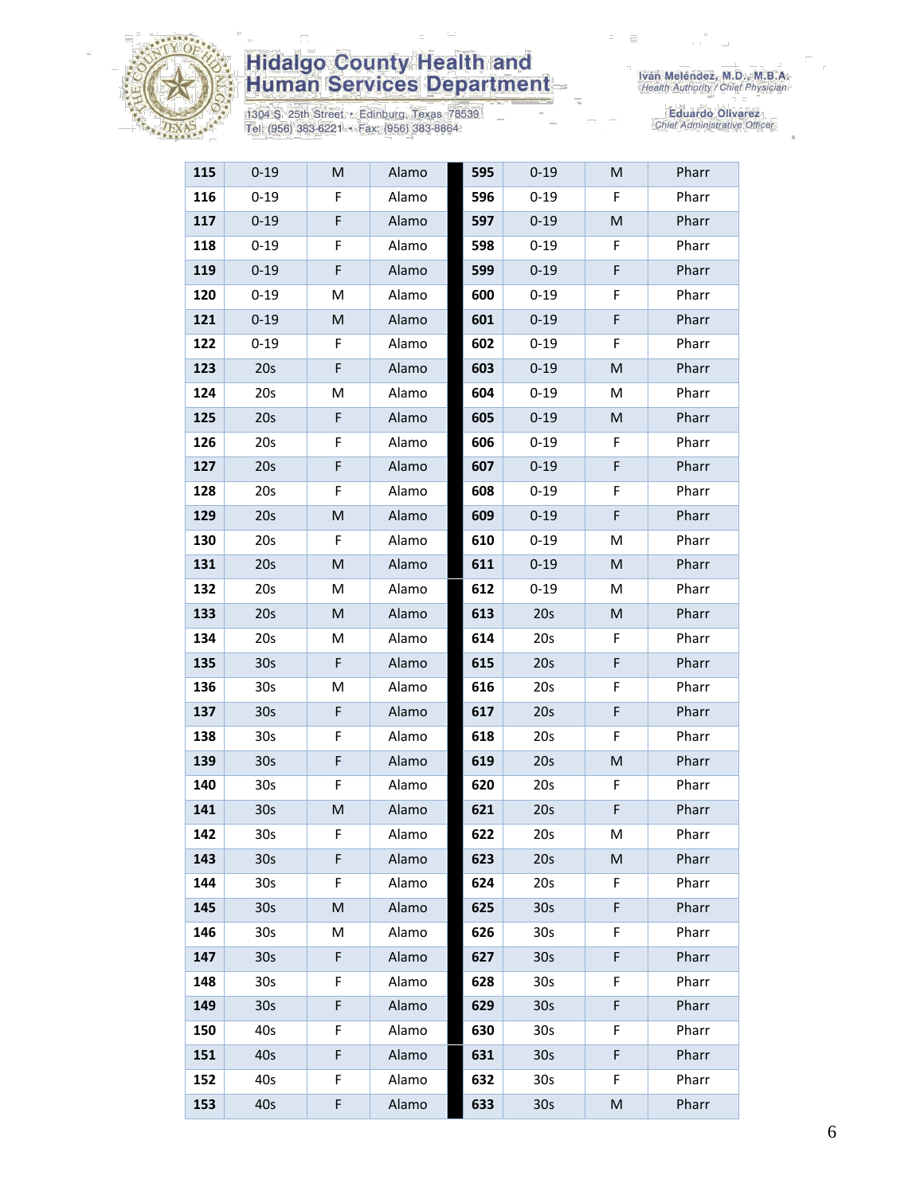| 115 | 0-19 | M | Alamo | 595 | 0-19 | M | Pharr |
|---|---|---|---|---|---|---|---|
| 116 | 0-19 | F | Alamo | 596 | 0-19 | F | Pharr |
| 117 | 0-19 | F | Alamo | 597 | 0-19 | M | Pharr |
| 118 | 0-19 | F | Alamo | 598 | 0-19 | F | Pharr |
| 119 | 0-19 | F | Alamo | 599 | 0-19 | F | Pharr |
| 120 | 0-19 | M | Alamo | 600 | 0-19 | F | Pharr |
| 121 | 0-19 | M | Alamo | 601 | 0-19 | F | Pharr |
| 122 | 0-19 | F | Alamo | 602 | 0-19 | F | Pharr |
| 123 | 20s | F | Alamo | 603 | 0-19 | M | Pharr |
| 124 | 20s | M | Alamo | 604 | 0-19 | M | Pharr |
| 125 | 20s | F | Alamo | 605 | 0-19 | M | Pharr |
| 126 | 20s | F | Alamo | 606 | 0-19 | F | Pharr |
| 127 | 20s | F | Alamo | 607 | 0-19 | F | Pharr |
| 128 | 20s | F | Alamo | 608 | 0-19 | F | Pharr |
| 129 | 20s | M | Alamo | 609 | 0-19 | F | Pharr |
| 130 | 20s | F | Alamo | 610 | 0-19 | M | Pharr |
| 131 | 20s | M | Alamo | 611 | 0-19 | M | Pharr |
| 132 | 20s | M | Alamo | 612 | 0-19 | M | Pharr |
| 133 | 20s | M | Alamo | 613 | 20s | M | Pharr |
| 134 | 20s | M | Alamo | 614 | 20s | F | Pharr |
| 135 | 30s | F | Alamo | 615 | 20s | F | Pharr |
| 136 | 30s | M | Alamo | 616 | 20s | F | Pharr |
| 137 | 30s | F | Alamo | 617 | 20s | F | Pharr |
| 138 | 30s | F | Alamo | 618 | 20s | F | Pharr |
| 139 | 30s | F | Alamo | 619 | 20s | M | Pharr |
| 140 | 30s | F | Alamo | 620 | 20s | F | Pharr |
| 141 | 30s | M | Alamo | 621 | 20s | F | Pharr |
| 142 | 30s | F | Alamo | 622 | 20s | M | Pharr |
| 143 | 30s | F | Alamo | 623 | 20s | M | Pharr |
| 144 | 30s | F | Alamo | 624 | 20s | F | Pharr |
| 145 | 30s | M | Alamo | 625 | 30s | F | Pharr |
| 146 | 30s | M | Alamo | 626 | 30s | F | Pharr |
| 147 | 30s | F | Alamo | 627 | 30s | F | Pharr |
| 148 | 30s | F | Alamo | 628 | 30s | F | Pharr |
| 149 | 30s | F | Alamo | 629 | 30s | F | Pharr |
| 150 | 40s | F | Alamo | 630 | 30s | F | Pharr |
| 151 | 40s | F | Alamo | 631 | 30s | F | Pharr |
| 152 | 40s | F | Alamo | 632 | 30s | F | Pharr |
| 153 | 40s | F | Alamo | 633 | 30s | M | Pharr |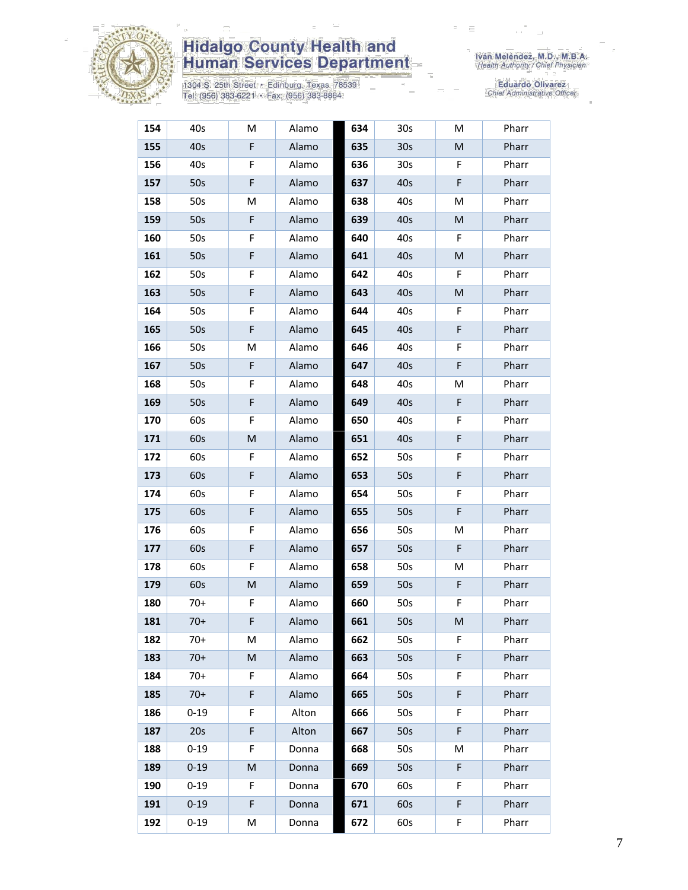# Hidalgo County Health and Human Services Department

1304 S. 25th Street • Edinburg, Texas 78539
Tel: (956) 383-6221 • Fax: (956) 383-8864

Iván Meléndez, M.D., M.B.A.
*Health Authority / Chief Physician*

Eduardo Olivarez
*Chief Administrative Officer*

| | | | | | | | |
|---|---|---|---|---|---|---|---|
| **154** | 40s | M | Alamo | **634** | 30s | M | Pharr |
| **155** | 40s | F | Alamo | **635** | 30s | M | Pharr |
| **156** | 40s | F | Alamo | **636** | 30s | F | Pharr |
| **157** | 50s | F | Alamo | **637** | 40s | F | Pharr |
| **158** | 50s | M | Alamo | **638** | 40s | M | Pharr |
| **159** | 50s | F | Alamo | **639** | 40s | M | Pharr |
| **160** | 50s | F | Alamo | **640** | 40s | F | Pharr |
| **161** | 50s | F | Alamo | **641** | 40s | M | Pharr |
| **162** | 50s | F | Alamo | **642** | 40s | F | Pharr |
| **163** | 50s | F | Alamo | **643** | 40s | M | Pharr |
| **164** | 50s | F | Alamo | **644** | 40s | F | Pharr |
| **165** | 50s | F | Alamo | **645** | 40s | F | Pharr |
| **166** | 50s | M | Alamo | **646** | 40s | F | Pharr |
| **167** | 50s | F | Alamo | **647** | 40s | F | Pharr |
| **168** | 50s | F | Alamo | **648** | 40s | M | Pharr |
| **169** | 50s | F | Alamo | **649** | 40s | F | Pharr |
| **170** | 60s | F | Alamo | **650** | 40s | F | Pharr |
| **171** | 60s | M | Alamo | **651** | 40s | F | Pharr |
| **172** | 60s | F | Alamo | **652** | 50s | F | Pharr |
| **173** | 60s | F | Alamo | **653** | 50s | F | Pharr |
| **174** | 60s | F | Alamo | **654** | 50s | F | Pharr |
| **175** | 60s | F | Alamo | **655** | 50s | F | Pharr |
| **176** | 60s | F | Alamo | **656** | 50s | M | Pharr |
| **177** | 60s | F | Alamo | **657** | 50s | F | Pharr |
| **178** | 60s | F | Alamo | **658** | 50s | M | Pharr |
| **179** | 60s | M | Alamo | **659** | 50s | F | Pharr |
| **180** | 70+ | F | Alamo | **660** | 50s | F | Pharr |
| **181** | 70+ | F | Alamo | **661** | 50s | M | Pharr |
| **182** | 70+ | M | Alamo | **662** | 50s | F | Pharr |
| **183** | 70+ | M | Alamo | **663** | 50s | F | Pharr |
| **184** | 70+ | F | Alamo | **664** | 50s | F | Pharr |
| **185** | 70+ | F | Alamo | **665** | 50s | F | Pharr |
| **186** | 0-19 | F | Alton | **666** | 50s | F | Pharr |
| **187** | 20s | F | Alton | **667** | 50s | F | Pharr |
| **188** | 0-19 | F | Donna | **668** | 50s | M | Pharr |
| **189** | 0-19 | M | Donna | **669** | 50s | F | Pharr |
| **190** | 0-19 | F | Donna | **670** | 60s | F | Pharr |
| **191** | 0-19 | F | Donna | **671** | 60s | F | Pharr |
| **192** | 0-19 | M | Donna | **672** | 60s | F | Pharr |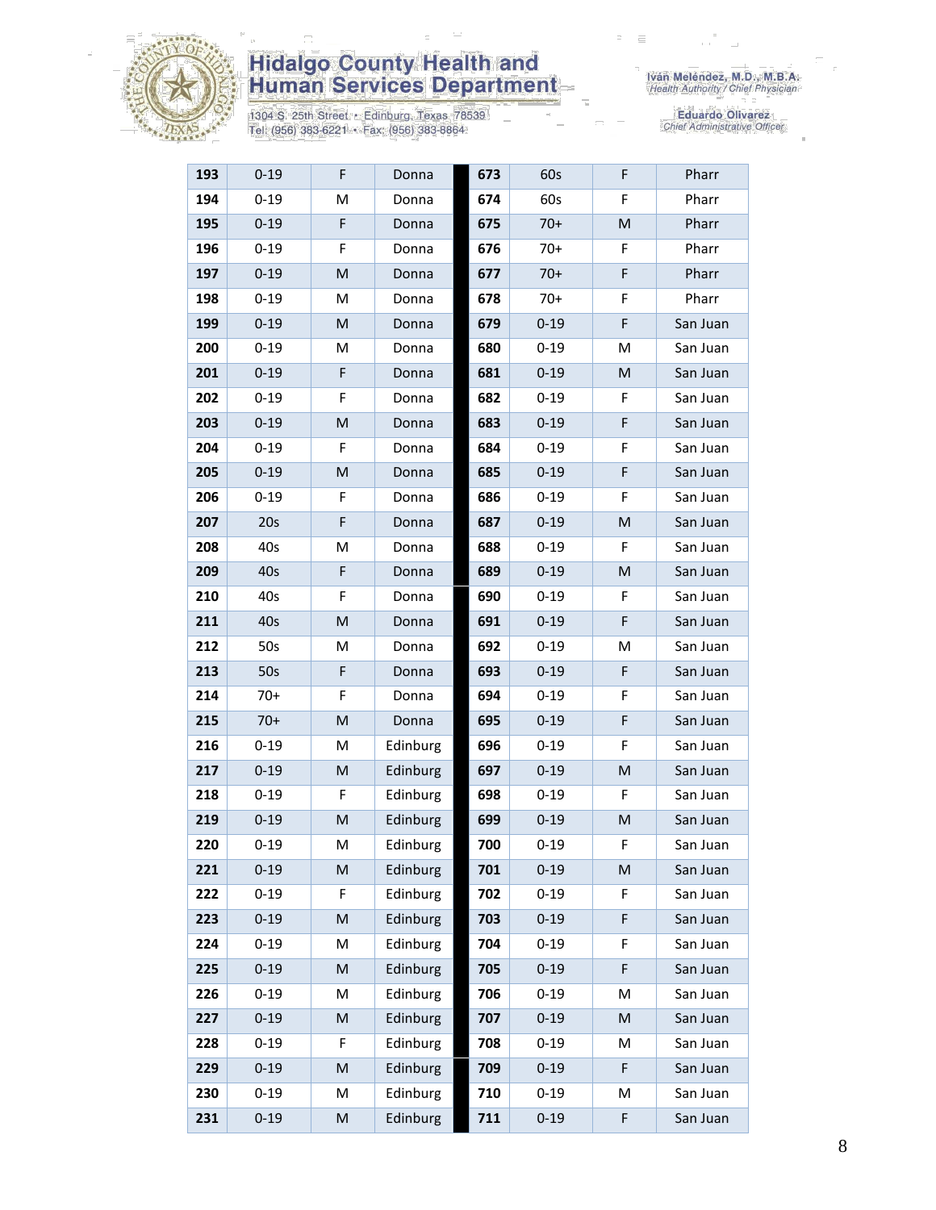Hidalgo County Health and Human Services Department

1304 S. 25th Street • Edinburg, Texas 78539
Tel: (956) 383-6221 • Fax: (956) 383-8864

Iván Meléndez, M.D., M.B.A.
*Health Authority / Chief Physician*

Eduardo Olivarez
*Chief Administrative Officer*

| | | | | | | | |
|---|---|---|---|---|---|---|---|
| **193** | 0-19 | F | Donna | **673** | 60s | F | Pharr |
| **194** | 0-19 | M | Donna | **674** | 60s | F | Pharr |
| **195** | 0-19 | F | Donna | **675** | 70+ | M | Pharr |
| **196** | 0-19 | F | Donna | **676** | 70+ | F | Pharr |
| **197** | 0-19 | M | Donna | **677** | 70+ | F | Pharr |
| **198** | 0-19 | M | Donna | **678** | 70+ | F | Pharr |
| **199** | 0-19 | M | Donna | **679** | 0-19 | F | San Juan |
| **200** | 0-19 | M | Donna | **680** | 0-19 | M | San Juan |
| **201** | 0-19 | F | Donna | **681** | 0-19 | M | San Juan |
| **202** | 0-19 | F | Donna | **682** | 0-19 | F | San Juan |
| **203** | 0-19 | M | Donna | **683** | 0-19 | F | San Juan |
| **204** | 0-19 | F | Donna | **684** | 0-19 | F | San Juan |
| **205** | 0-19 | M | Donna | **685** | 0-19 | F | San Juan |
| **206** | 0-19 | F | Donna | **686** | 0-19 | F | San Juan |
| **207** | 20s | F | Donna | **687** | 0-19 | M | San Juan |
| **208** | 40s | M | Donna | **688** | 0-19 | F | San Juan |
| **209** | 40s | F | Donna | **689** | 0-19 | M | San Juan |
| **210** | 40s | F | Donna | **690** | 0-19 | F | San Juan |
| **211** | 40s | M | Donna | **691** | 0-19 | F | San Juan |
| **212** | 50s | M | Donna | **692** | 0-19 | M | San Juan |
| **213** | 50s | F | Donna | **693** | 0-19 | F | San Juan |
| **214** | 70+ | F | Donna | **694** | 0-19 | F | San Juan |
| **215** | 70+ | M | Donna | **695** | 0-19 | F | San Juan |
| **216** | 0-19 | M | Edinburg | **696** | 0-19 | F | San Juan |
| **217** | 0-19 | M | Edinburg | **697** | 0-19 | M | San Juan |
| **218** | 0-19 | F | Edinburg | **698** | 0-19 | F | San Juan |
| **219** | 0-19 | M | Edinburg | **699** | 0-19 | M | San Juan |
| **220** | 0-19 | M | Edinburg | **700** | 0-19 | F | San Juan |
| **221** | 0-19 | M | Edinburg | **701** | 0-19 | M | San Juan |
| **222** | 0-19 | F | Edinburg | **702** | 0-19 | F | San Juan |
| **223** | 0-19 | M | Edinburg | **703** | 0-19 | F | San Juan |
| **224** | 0-19 | M | Edinburg | **704** | 0-19 | F | San Juan |
| **225** | 0-19 | M | Edinburg | **705** | 0-19 | F | San Juan |
| **226** | 0-19 | M | Edinburg | **706** | 0-19 | M | San Juan |
| **227** | 0-19 | M | Edinburg | **707** | 0-19 | M | San Juan |
| **228** | 0-19 | F | Edinburg | **708** | 0-19 | M | San Juan |
| **229** | 0-19 | M | Edinburg | **709** | 0-19 | F | San Juan |
| **230** | 0-19 | M | Edinburg | **710** | 0-19 | M | San Juan |
| **231** | 0-19 | M | Edinburg | **711** | 0-19 | F | San Juan |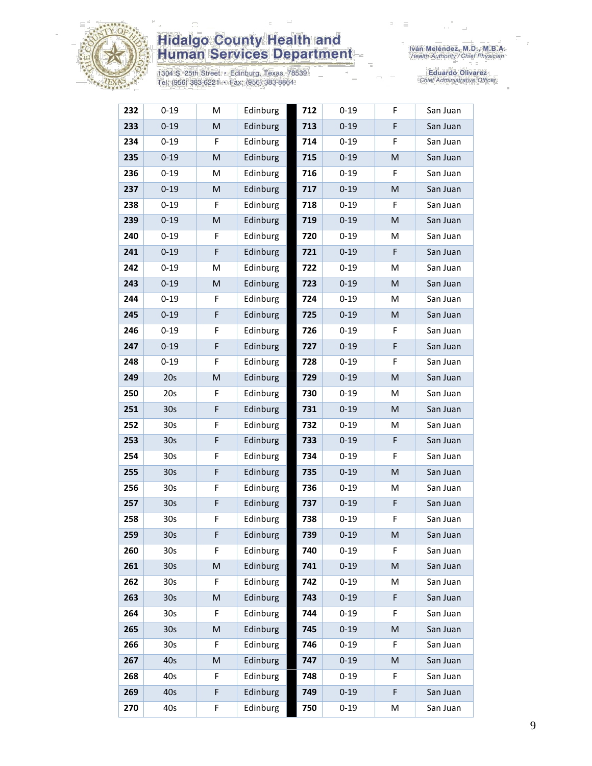| 232 | 0-19 | M | Edinburg | | 712 | 0-19 | F | San Juan |
|---|---|---|---|---|---|---|---|---|
| 233 | 0-19 | M | Edinburg | | 713 | 0-19 | F | San Juan |
| 234 | 0-19 | F | Edinburg | | 714 | 0-19 | F | San Juan |
| 235 | 0-19 | M | Edinburg | | 715 | 0-19 | M | San Juan |
| 236 | 0-19 | M | Edinburg | | 716 | 0-19 | F | San Juan |
| 237 | 0-19 | M | Edinburg | | 717 | 0-19 | M | San Juan |
| 238 | 0-19 | F | Edinburg | | 718 | 0-19 | F | San Juan |
| 239 | 0-19 | M | Edinburg | | 719 | 0-19 | M | San Juan |
| 240 | 0-19 | F | Edinburg | | 720 | 0-19 | M | San Juan |
| 241 | 0-19 | F | Edinburg | | 721 | 0-19 | F | San Juan |
| 242 | 0-19 | M | Edinburg | | 722 | 0-19 | M | San Juan |
| 243 | 0-19 | M | Edinburg | | 723 | 0-19 | M | San Juan |
| 244 | 0-19 | F | Edinburg | | 724 | 0-19 | M | San Juan |
| 245 | 0-19 | F | Edinburg | | 725 | 0-19 | M | San Juan |
| 246 | 0-19 | F | Edinburg | | 726 | 0-19 | F | San Juan |
| 247 | 0-19 | F | Edinburg | | 727 | 0-19 | F | San Juan |
| 248 | 0-19 | F | Edinburg | | 728 | 0-19 | F | San Juan |
| 249 | 20s | M | Edinburg | | 729 | 0-19 | M | San Juan |
| 250 | 20s | F | Edinburg | | 730 | 0-19 | M | San Juan |
| 251 | 30s | F | Edinburg | | 731 | 0-19 | M | San Juan |
| 252 | 30s | F | Edinburg | | 732 | 0-19 | M | San Juan |
| 253 | 30s | F | Edinburg | | 733 | 0-19 | F | San Juan |
| 254 | 30s | F | Edinburg | | 734 | 0-19 | F | San Juan |
| 255 | 30s | F | Edinburg | | 735 | 0-19 | M | San Juan |
| 256 | 30s | F | Edinburg | | 736 | 0-19 | M | San Juan |
| 257 | 30s | F | Edinburg | | 737 | 0-19 | F | San Juan |
| 258 | 30s | F | Edinburg | | 738 | 0-19 | F | San Juan |
| 259 | 30s | F | Edinburg | | 739 | 0-19 | M | San Juan |
| 260 | 30s | F | Edinburg | | 740 | 0-19 | F | San Juan |
| 261 | 30s | M | Edinburg | | 741 | 0-19 | M | San Juan |
| 262 | 30s | F | Edinburg | | 742 | 0-19 | M | San Juan |
| 263 | 30s | M | Edinburg | | 743 | 0-19 | F | San Juan |
| 264 | 30s | F | Edinburg | | 744 | 0-19 | F | San Juan |
| 265 | 30s | M | Edinburg | | 745 | 0-19 | M | San Juan |
| 266 | 30s | F | Edinburg | | 746 | 0-19 | F | San Juan |
| 267 | 40s | M | Edinburg | | 747 | 0-19 | M | San Juan |
| 268 | 40s | F | Edinburg | | 748 | 0-19 | F | San Juan |
| 269 | 40s | F | Edinburg | | 749 | 0-19 | F | San Juan |
| 270 | 40s | F | Edinburg | | 750 | 0-19 | M | San Juan |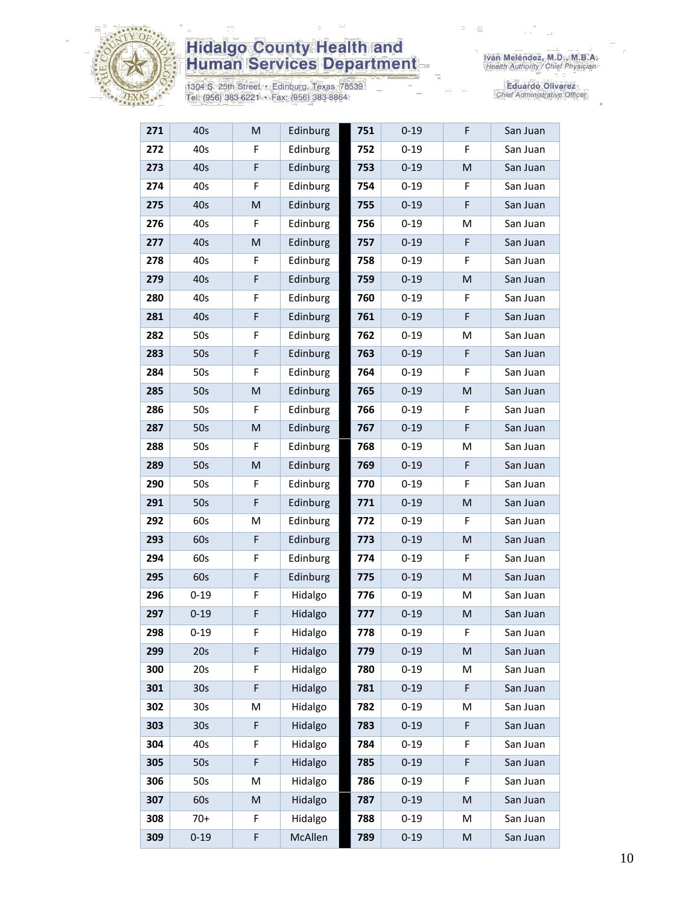| 271 | 40s | M | Edinburg | 751 | 0-19 | F | San Juan |
|---|---|---|---|---|---|---|---|
| 272 | 40s | F | Edinburg | 752 | 0-19 | F | San Juan |
| 273 | 40s | F | Edinburg | 753 | 0-19 | M | San Juan |
| 274 | 40s | F | Edinburg | 754 | 0-19 | F | San Juan |
| 275 | 40s | M | Edinburg | 755 | 0-19 | F | San Juan |
| 276 | 40s | F | Edinburg | 756 | 0-19 | M | San Juan |
| 277 | 40s | M | Edinburg | 757 | 0-19 | F | San Juan |
| 278 | 40s | F | Edinburg | 758 | 0-19 | F | San Juan |
| 279 | 40s | F | Edinburg | 759 | 0-19 | M | San Juan |
| 280 | 40s | F | Edinburg | 760 | 0-19 | F | San Juan |
| 281 | 40s | F | Edinburg | 761 | 0-19 | F | San Juan |
| 282 | 50s | F | Edinburg | 762 | 0-19 | M | San Juan |
| 283 | 50s | F | Edinburg | 763 | 0-19 | F | San Juan |
| 284 | 50s | F | Edinburg | 764 | 0-19 | F | San Juan |
| 285 | 50s | M | Edinburg | 765 | 0-19 | M | San Juan |
| 286 | 50s | F | Edinburg | 766 | 0-19 | F | San Juan |
| 287 | 50s | M | Edinburg | 767 | 0-19 | F | San Juan |
| 288 | 50s | F | Edinburg | 768 | 0-19 | M | San Juan |
| 289 | 50s | M | Edinburg | 769 | 0-19 | F | San Juan |
| 290 | 50s | F | Edinburg | 770 | 0-19 | F | San Juan |
| 291 | 50s | F | Edinburg | 771 | 0-19 | M | San Juan |
| 292 | 60s | M | Edinburg | 772 | 0-19 | F | San Juan |
| 293 | 60s | F | Edinburg | 773 | 0-19 | M | San Juan |
| 294 | 60s | F | Edinburg | 774 | 0-19 | F | San Juan |
| 295 | 60s | F | Edinburg | 775 | 0-19 | M | San Juan |
| 296 | 0-19 | F | Hidalgo | 776 | 0-19 | M | San Juan |
| 297 | 0-19 | F | Hidalgo | 777 | 0-19 | M | San Juan |
| 298 | 0-19 | F | Hidalgo | 778 | 0-19 | F | San Juan |
| 299 | 20s | F | Hidalgo | 779 | 0-19 | M | San Juan |
| 300 | 20s | F | Hidalgo | 780 | 0-19 | M | San Juan |
| 301 | 30s | F | Hidalgo | 781 | 0-19 | F | San Juan |
| 302 | 30s | M | Hidalgo | 782 | 0-19 | M | San Juan |
| 303 | 30s | F | Hidalgo | 783 | 0-19 | F | San Juan |
| 304 | 40s | F | Hidalgo | 784 | 0-19 | F | San Juan |
| 305 | 50s | F | Hidalgo | 785 | 0-19 | F | San Juan |
| 306 | 50s | M | Hidalgo | 786 | 0-19 | F | San Juan |
| 307 | 60s | M | Hidalgo | 787 | 0-19 | M | San Juan |
| 308 | 70+ | F | Hidalgo | 788 | 0-19 | M | San Juan |
| 309 | 0-19 | F | McAllen | 789 | 0-19 | M | San Juan |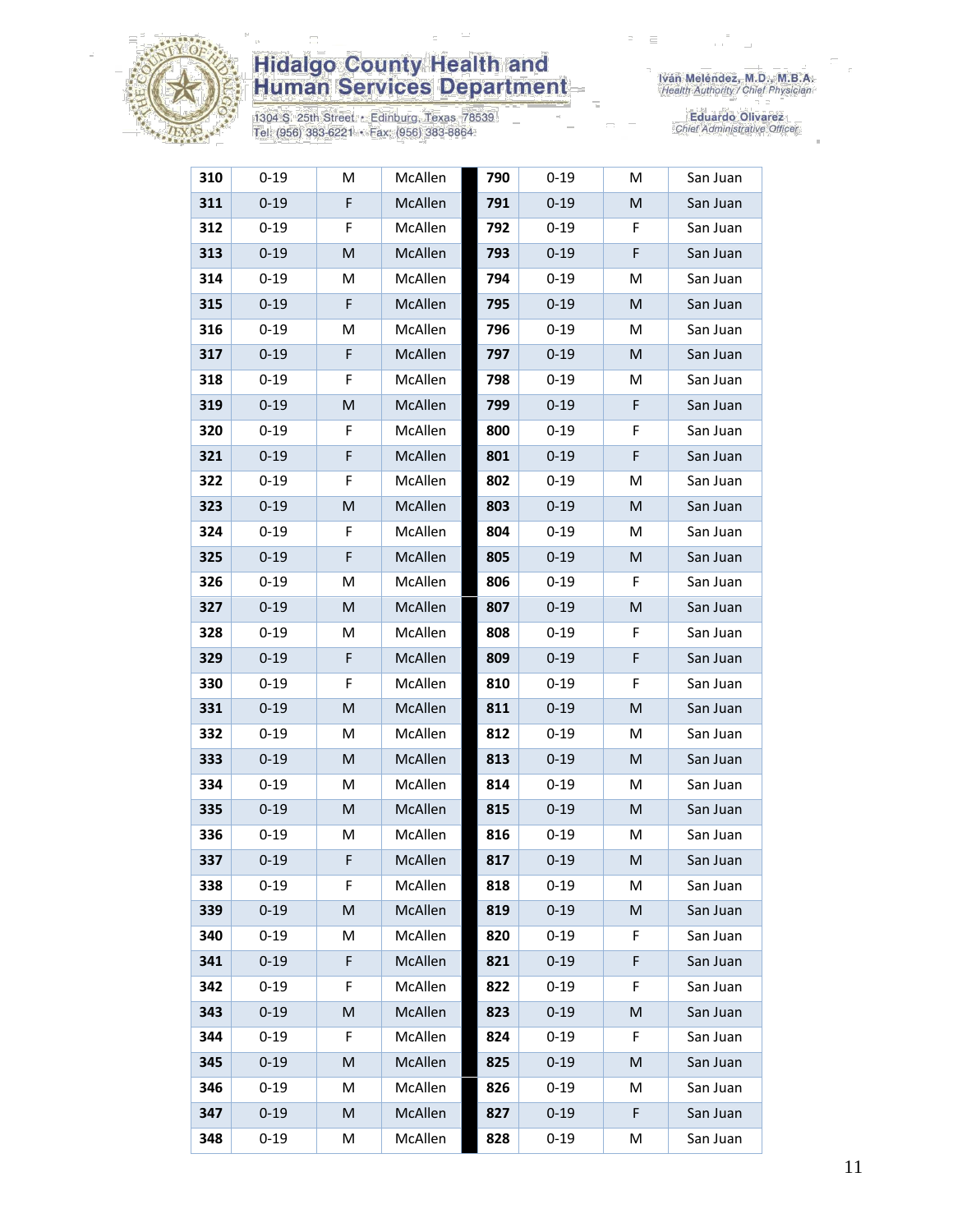| | | | | | | | |
|---|---|---|---|---|---|---|---|
| **310** | 0-19 | M | McAllen | **790** | 0-19 | M | San Juan |
| **311** | 0-19 | F | McAllen | **791** | 0-19 | M | San Juan |
| **312** | 0-19 | F | McAllen | **792** | 0-19 | F | San Juan |
| **313** | 0-19 | M | McAllen | **793** | 0-19 | F | San Juan |
| **314** | 0-19 | M | McAllen | **794** | 0-19 | M | San Juan |
| **315** | 0-19 | F | McAllen | **795** | 0-19 | M | San Juan |
| **316** | 0-19 | M | McAllen | **796** | 0-19 | M | San Juan |
| **317** | 0-19 | F | McAllen | **797** | 0-19 | M | San Juan |
| **318** | 0-19 | F | McAllen | **798** | 0-19 | M | San Juan |
| **319** | 0-19 | M | McAllen | **799** | 0-19 | F | San Juan |
| **320** | 0-19 | F | McAllen | **800** | 0-19 | F | San Juan |
| **321** | 0-19 | F | McAllen | **801** | 0-19 | F | San Juan |
| **322** | 0-19 | F | McAllen | **802** | 0-19 | M | San Juan |
| **323** | 0-19 | M | McAllen | **803** | 0-19 | M | San Juan |
| **324** | 0-19 | F | McAllen | **804** | 0-19 | M | San Juan |
| **325** | 0-19 | F | McAllen | **805** | 0-19 | M | San Juan |
| **326** | 0-19 | M | McAllen | **806** | 0-19 | F | San Juan |
| **327** | 0-19 | M | McAllen | **807** | 0-19 | M | San Juan |
| **328** | 0-19 | M | McAllen | **808** | 0-19 | F | San Juan |
| **329** | 0-19 | F | McAllen | **809** | 0-19 | F | San Juan |
| **330** | 0-19 | F | McAllen | **810** | 0-19 | F | San Juan |
| **331** | 0-19 | M | McAllen | **811** | 0-19 | M | San Juan |
| **332** | 0-19 | M | McAllen | **812** | 0-19 | M | San Juan |
| **333** | 0-19 | M | McAllen | **813** | 0-19 | M | San Juan |
| **334** | 0-19 | M | McAllen | **814** | 0-19 | M | San Juan |
| **335** | 0-19 | M | McAllen | **815** | 0-19 | M | San Juan |
| **336** | 0-19 | M | McAllen | **816** | 0-19 | M | San Juan |
| **337** | 0-19 | F | McAllen | **817** | 0-19 | M | San Juan |
| **338** | 0-19 | F | McAllen | **818** | 0-19 | M | San Juan |
| **339** | 0-19 | M | McAllen | **819** | 0-19 | M | San Juan |
| **340** | 0-19 | M | McAllen | **820** | 0-19 | F | San Juan |
| **341** | 0-19 | F | McAllen | **821** | 0-19 | F | San Juan |
| **342** | 0-19 | F | McAllen | **822** | 0-19 | F | San Juan |
| **343** | 0-19 | M | McAllen | **823** | 0-19 | M | San Juan |
| **344** | 0-19 | F | McAllen | **824** | 0-19 | F | San Juan |
| **345** | 0-19 | M | McAllen | **825** | 0-19 | M | San Juan |
| **346** | 0-19 | M | McAllen | **826** | 0-19 | M | San Juan |
| **347** | 0-19 | M | McAllen | **827** | 0-19 | F | San Juan |
| **348** | 0-19 | M | McAllen | **828** | 0-19 | M | San Juan |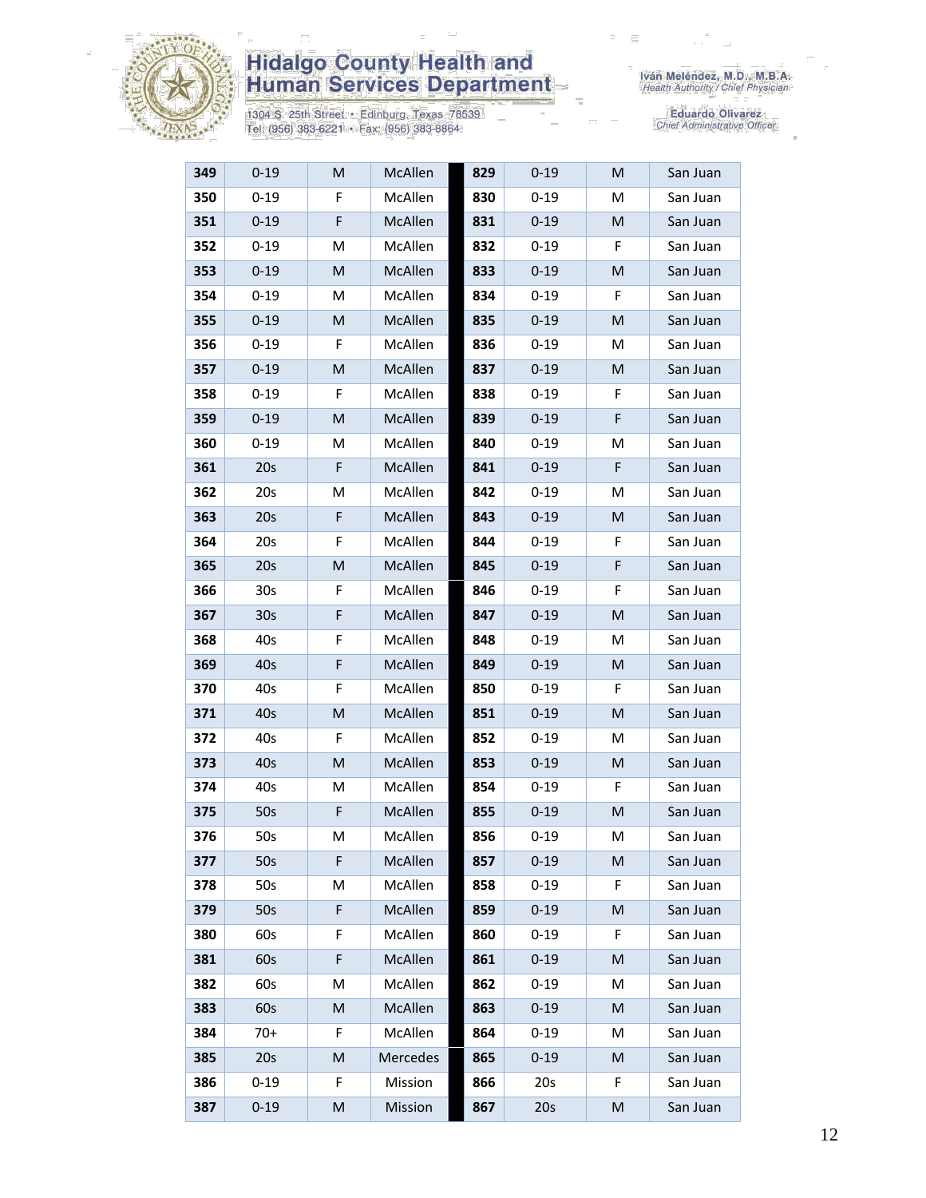| 349 | 0-19 | M | McAllen | 829 | 0-19 | M | San Juan |
|---|---|---|---|---|---|---|---|
| 350 | 0-19 | F | McAllen | 830 | 0-19 | M | San Juan |
| 351 | 0-19 | F | McAllen | 831 | 0-19 | M | San Juan |
| 352 | 0-19 | M | McAllen | 832 | 0-19 | F | San Juan |
| 353 | 0-19 | M | McAllen | 833 | 0-19 | M | San Juan |
| 354 | 0-19 | M | McAllen | 834 | 0-19 | F | San Juan |
| 355 | 0-19 | M | McAllen | 835 | 0-19 | M | San Juan |
| 356 | 0-19 | F | McAllen | 836 | 0-19 | M | San Juan |
| 357 | 0-19 | M | McAllen | 837 | 0-19 | M | San Juan |
| 358 | 0-19 | F | McAllen | 838 | 0-19 | F | San Juan |
| 359 | 0-19 | M | McAllen | 839 | 0-19 | F | San Juan |
| 360 | 0-19 | M | McAllen | 840 | 0-19 | M | San Juan |
| 361 | 20s | F | McAllen | 841 | 0-19 | F | San Juan |
| 362 | 20s | M | McAllen | 842 | 0-19 | M | San Juan |
| 363 | 20s | F | McAllen | 843 | 0-19 | M | San Juan |
| 364 | 20s | F | McAllen | 844 | 0-19 | F | San Juan |
| 365 | 20s | M | McAllen | 845 | 0-19 | F | San Juan |
| 366 | 30s | F | McAllen | 846 | 0-19 | F | San Juan |
| 367 | 30s | F | McAllen | 847 | 0-19 | M | San Juan |
| 368 | 40s | F | McAllen | 848 | 0-19 | M | San Juan |
| 369 | 40s | F | McAllen | 849 | 0-19 | M | San Juan |
| 370 | 40s | F | McAllen | 850 | 0-19 | F | San Juan |
| 371 | 40s | M | McAllen | 851 | 0-19 | M | San Juan |
| 372 | 40s | F | McAllen | 852 | 0-19 | M | San Juan |
| 373 | 40s | M | McAllen | 853 | 0-19 | M | San Juan |
| 374 | 40s | M | McAllen | 854 | 0-19 | F | San Juan |
| 375 | 50s | F | McAllen | 855 | 0-19 | M | San Juan |
| 376 | 50s | M | McAllen | 856 | 0-19 | M | San Juan |
| 377 | 50s | F | McAllen | 857 | 0-19 | M | San Juan |
| 378 | 50s | M | McAllen | 858 | 0-19 | F | San Juan |
| 379 | 50s | F | McAllen | 859 | 0-19 | M | San Juan |
| 380 | 60s | F | McAllen | 860 | 0-19 | F | San Juan |
| 381 | 60s | F | McAllen | 861 | 0-19 | M | San Juan |
| 382 | 60s | M | McAllen | 862 | 0-19 | M | San Juan |
| 383 | 60s | M | McAllen | 863 | 0-19 | M | San Juan |
| 384 | 70+ | F | McAllen | 864 | 0-19 | M | San Juan |
| 385 | 20s | M | Mercedes | 865 | 0-19 | M | San Juan |
| 386 | 0-19 | F | Mission | 866 | 20s | F | San Juan |
| 387 | 0-19 | M | Mission | 867 | 20s | M | San Juan |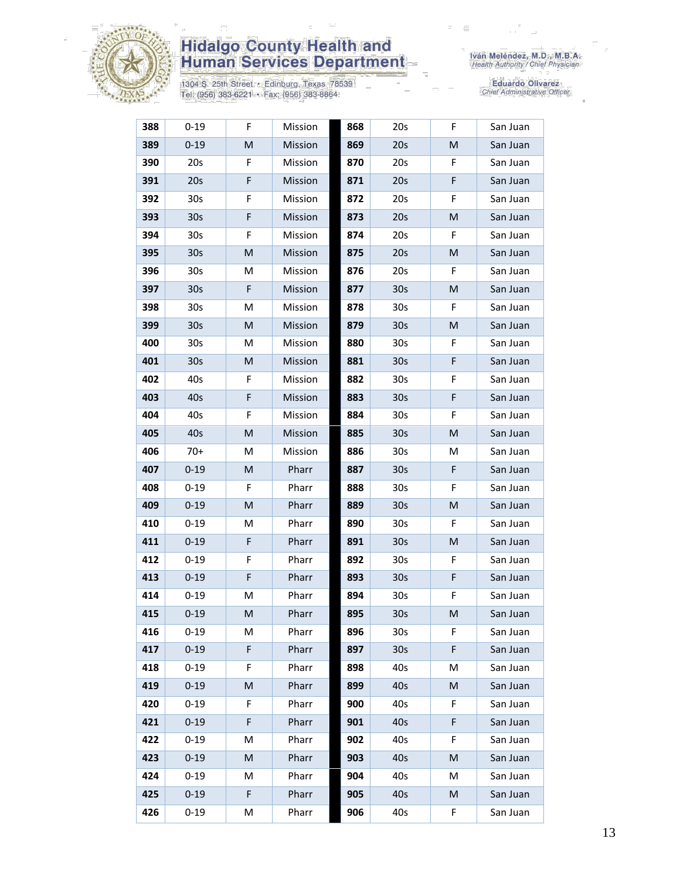| 388 | 0-19 | F | Mission | | 868 | 20s | F | San Juan |
|---|---|---|---|---|---|---|---|---|
| 389 | 0-19 | M | Mission | | 869 | 20s | M | San Juan |
| 390 | 20s | F | Mission | | 870 | 20s | F | San Juan |
| 391 | 20s | F | Mission | | 871 | 20s | F | San Juan |
| 392 | 30s | F | Mission | | 872 | 20s | F | San Juan |
| 393 | 30s | F | Mission | | 873 | 20s | M | San Juan |
| 394 | 30s | F | Mission | | 874 | 20s | F | San Juan |
| 395 | 30s | M | Mission | | 875 | 20s | M | San Juan |
| 396 | 30s | M | Mission | | 876 | 20s | F | San Juan |
| 397 | 30s | F | Mission | | 877 | 30s | M | San Juan |
| 398 | 30s | M | Mission | | 878 | 30s | F | San Juan |
| 399 | 30s | M | Mission | | 879 | 30s | M | San Juan |
| 400 | 30s | M | Mission | | 880 | 30s | F | San Juan |
| 401 | 30s | M | Mission | | 881 | 30s | F | San Juan |
| 402 | 40s | F | Mission | | 882 | 30s | F | San Juan |
| 403 | 40s | F | Mission | | 883 | 30s | F | San Juan |
| 404 | 40s | F | Mission | | 884 | 30s | F | San Juan |
| 405 | 40s | M | Mission | | 885 | 30s | M | San Juan |
| 406 | 70+ | M | Mission | | 886 | 30s | M | San Juan |
| 407 | 0-19 | M | Pharr | | 887 | 30s | F | San Juan |
| 408 | 0-19 | F | Pharr | | 888 | 30s | F | San Juan |
| 409 | 0-19 | M | Pharr | | 889 | 30s | M | San Juan |
| 410 | 0-19 | M | Pharr | | 890 | 30s | F | San Juan |
| 411 | 0-19 | F | Pharr | | 891 | 30s | M | San Juan |
| 412 | 0-19 | F | Pharr | | 892 | 30s | F | San Juan |
| 413 | 0-19 | F | Pharr | | 893 | 30s | F | San Juan |
| 414 | 0-19 | M | Pharr | | 894 | 30s | F | San Juan |
| 415 | 0-19 | M | Pharr | | 895 | 30s | M | San Juan |
| 416 | 0-19 | M | Pharr | | 896 | 30s | F | San Juan |
| 417 | 0-19 | F | Pharr | | 897 | 30s | F | San Juan |
| 418 | 0-19 | F | Pharr | | 898 | 40s | M | San Juan |
| 419 | 0-19 | M | Pharr | | 899 | 40s | M | San Juan |
| 420 | 0-19 | F | Pharr | | 900 | 40s | F | San Juan |
| 421 | 0-19 | F | Pharr | | 901 | 40s | F | San Juan |
| 422 | 0-19 | M | Pharr | | 902 | 40s | F | San Juan |
| 423 | 0-19 | M | Pharr | | 903 | 40s | M | San Juan |
| 424 | 0-19 | M | Pharr | | 904 | 40s | M | San Juan |
| 425 | 0-19 | F | Pharr | | 905 | 40s | M | San Juan |
| 426 | 0-19 | M | Pharr | | 906 | 40s | F | San Juan |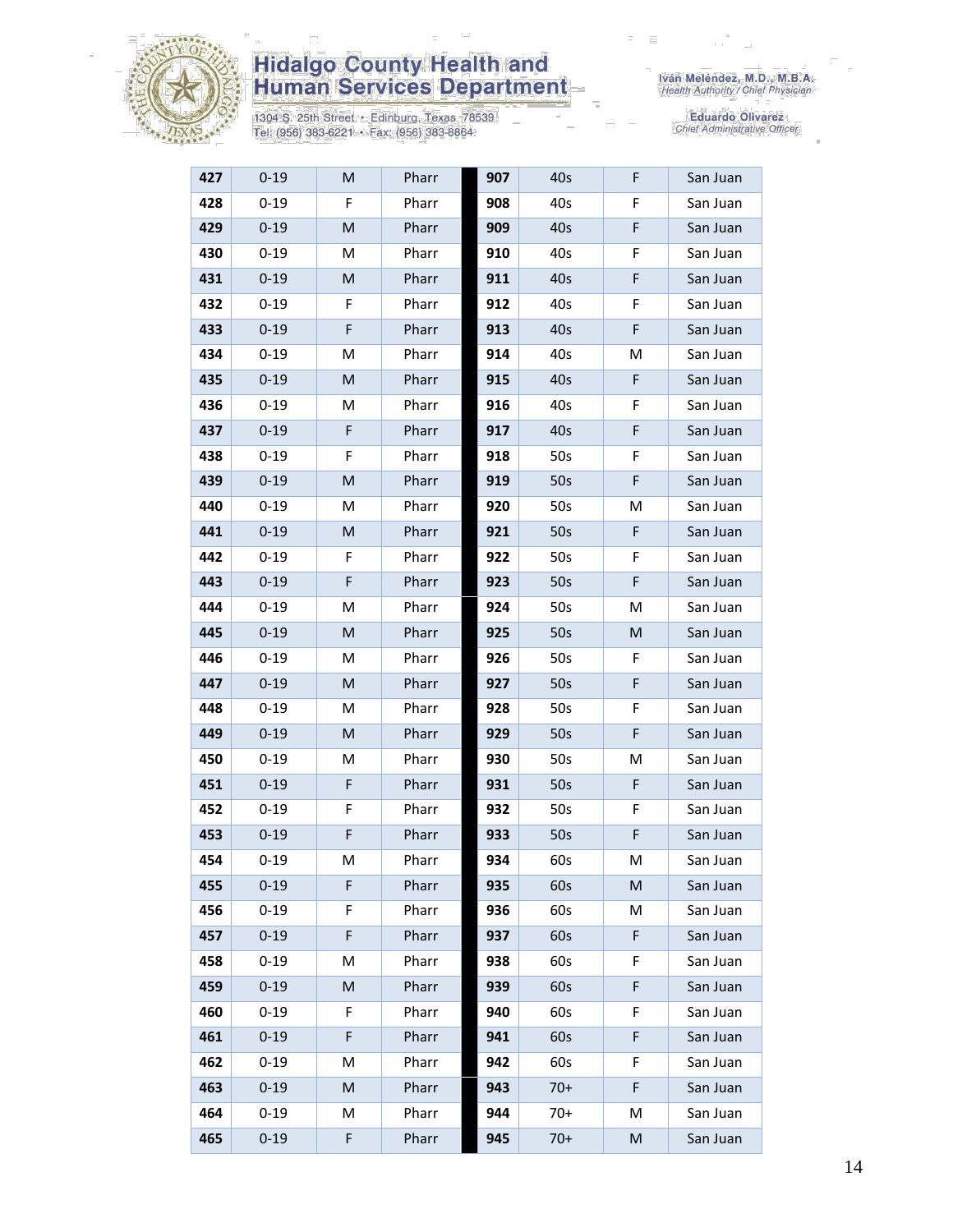| 427 | 0-19 | M | Pharr | | 907 | 40s | F | San Juan |
|---|---|---|---|---|---|---|---|---|
| 428 | 0-19 | F | Pharr | | 908 | 40s | F | San Juan |
| 429 | 0-19 | M | Pharr | | 909 | 40s | F | San Juan |
| 430 | 0-19 | M | Pharr | | 910 | 40s | F | San Juan |
| 431 | 0-19 | M | Pharr | | 911 | 40s | F | San Juan |
| 432 | 0-19 | F | Pharr | | 912 | 40s | F | San Juan |
| 433 | 0-19 | F | Pharr | | 913 | 40s | F | San Juan |
| 434 | 0-19 | M | Pharr | | 914 | 40s | M | San Juan |
| 435 | 0-19 | M | Pharr | | 915 | 40s | F | San Juan |
| 436 | 0-19 | M | Pharr | | 916 | 40s | F | San Juan |
| 437 | 0-19 | F | Pharr | | 917 | 40s | F | San Juan |
| 438 | 0-19 | F | Pharr | | 918 | 50s | F | San Juan |
| 439 | 0-19 | M | Pharr | | 919 | 50s | F | San Juan |
| 440 | 0-19 | M | Pharr | | 920 | 50s | M | San Juan |
| 441 | 0-19 | M | Pharr | | 921 | 50s | F | San Juan |
| 442 | 0-19 | F | Pharr | | 922 | 50s | F | San Juan |
| 443 | 0-19 | F | Pharr | | 923 | 50s | F | San Juan |
| 444 | 0-19 | M | Pharr | | 924 | 50s | M | San Juan |
| 445 | 0-19 | M | Pharr | | 925 | 50s | M | San Juan |
| 446 | 0-19 | M | Pharr | | 926 | 50s | F | San Juan |
| 447 | 0-19 | M | Pharr | | 927 | 50s | F | San Juan |
| 448 | 0-19 | M | Pharr | | 928 | 50s | F | San Juan |
| 449 | 0-19 | M | Pharr | | 929 | 50s | F | San Juan |
| 450 | 0-19 | M | Pharr | | 930 | 50s | M | San Juan |
| 451 | 0-19 | F | Pharr | | 931 | 50s | F | San Juan |
| 452 | 0-19 | F | Pharr | | 932 | 50s | F | San Juan |
| 453 | 0-19 | F | Pharr | | 933 | 50s | F | San Juan |
| 454 | 0-19 | M | Pharr | | 934 | 60s | M | San Juan |
| 455 | 0-19 | F | Pharr | | 935 | 60s | M | San Juan |
| 456 | 0-19 | F | Pharr | | 936 | 60s | M | San Juan |
| 457 | 0-19 | F | Pharr | | 937 | 60s | F | San Juan |
| 458 | 0-19 | M | Pharr | | 938 | 60s | F | San Juan |
| 459 | 0-19 | M | Pharr | | 939 | 60s | F | San Juan |
| 460 | 0-19 | F | Pharr | | 940 | 60s | F | San Juan |
| 461 | 0-19 | F | Pharr | | 941 | 60s | F | San Juan |
| 462 | 0-19 | M | Pharr | | 942 | 60s | F | San Juan |
| 463 | 0-19 | M | Pharr | | 943 | 70+ | F | San Juan |
| 464 | 0-19 | M | Pharr | | 944 | 70+ | M | San Juan |
| 465 | 0-19 | F | Pharr | | 945 | 70+ | M | San Juan |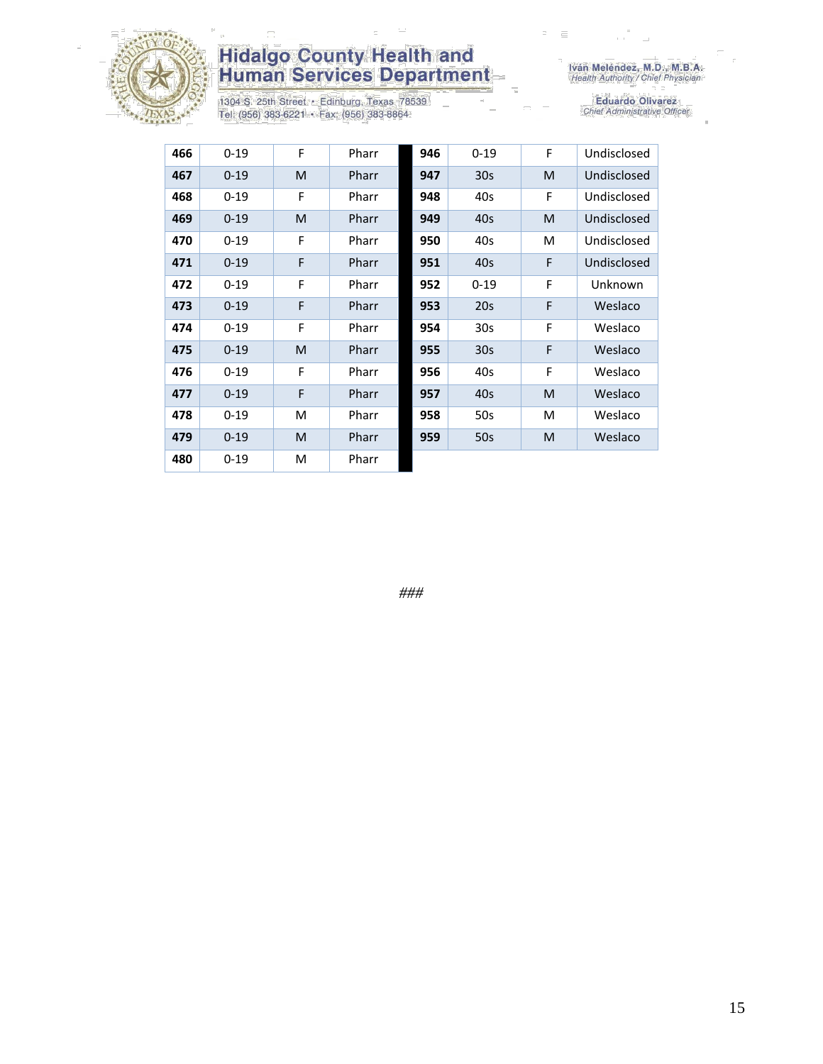| | | | | | | | |
|---|---|---|---|---|---|---|---|
| **466** | 0-19 | F | Pharr | **946** | 0-19 | F | Undisclosed |
| **467** | 0-19 | M | Pharr | **947** | 30s | M | Undisclosed |
| **468** | 0-19 | F | Pharr | **948** | 40s | F | Undisclosed |
| **469** | 0-19 | M | Pharr | **949** | 40s | M | Undisclosed |
| **470** | 0-19 | F | Pharr | **950** | 40s | M | Undisclosed |
| **471** | 0-19 | F | Pharr | **951** | 40s | F | Undisclosed |
| **472** | 0-19 | F | Pharr | **952** | 0-19 | F | Unknown |
| **473** | 0-19 | F | Pharr | **953** | 20s | F | Weslaco |
| **474** | 0-19 | F | Pharr | **954** | 30s | F | Weslaco |
| **475** | 0-19 | M | Pharr | **955** | 30s | F | Weslaco |
| **476** | 0-19 | F | Pharr | **956** | 40s | F | Weslaco |
| **477** | 0-19 | F | Pharr | **957** | 40s | M | Weslaco |
| **478** | 0-19 | M | Pharr | **958** | 50s | M | Weslaco |
| **479** | 0-19 | M | Pharr | **959** | 50s | M | Weslaco |
| **480** | 0-19 | M | Pharr | | | | |

###